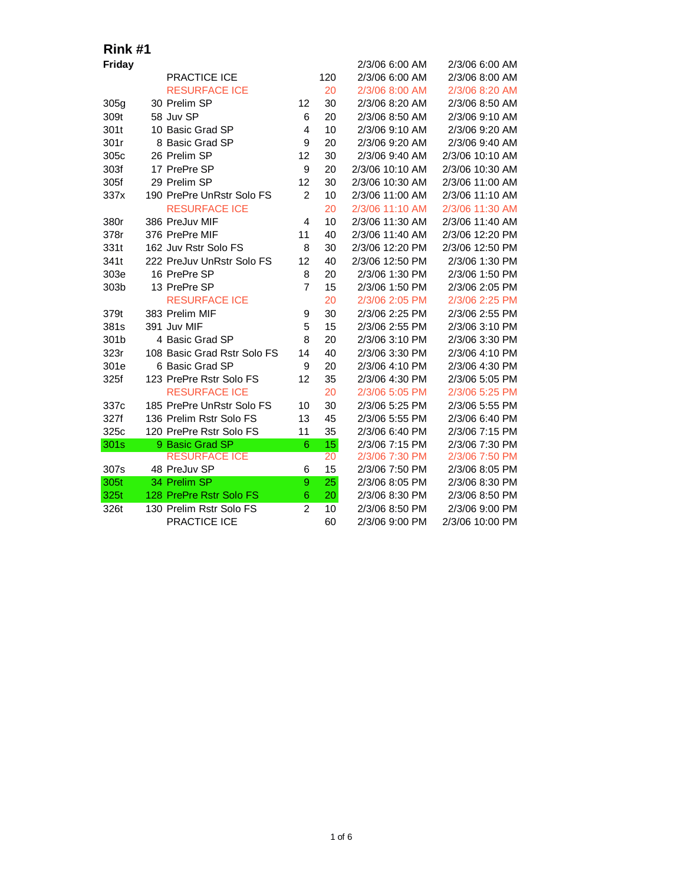## Rink #1

| Friday | | | | 2/3/06 6:00 AM | 2/3/06 6:00 AM |
|---|---|---|---|---|---|
| | PRACTICE ICE | | 120 | 2/3/06 6:00 AM | 2/3/06 8:00 AM |
| | RESURFACE ICE | | 20 | 2/3/06 8:00 AM | 2/3/06 8:20 AM |
| 305g | 30 Prelim SP | 12 | 30 | 2/3/06 8:20 AM | 2/3/06 8:50 AM |
| 309t | 58 Juv SP | 6 | 20 | 2/3/06 8:50 AM | 2/3/06 9:10 AM |
| 301t | 10 Basic Grad SP | 4 | 10 | 2/3/06 9:10 AM | 2/3/06 9:20 AM |
| 301r | 8 Basic Grad SP | 9 | 20 | 2/3/06 9:20 AM | 2/3/06 9:40 AM |
| 305c | 26 Prelim SP | 12 | 30 | 2/3/06 9:40 AM | 2/3/06 10:10 AM |
| 303f | 17 PrePre SP | 9 | 20 | 2/3/06 10:10 AM | 2/3/06 10:30 AM |
| 305f | 29 Prelim SP | 12 | 30 | 2/3/06 10:30 AM | 2/3/06 11:00 AM |
| 337x | 190 PrePre UnRstr Solo FS | 2 | 10 | 2/3/06 11:00 AM | 2/3/06 11:10 AM |
| | RESURFACE ICE | | 20 | 2/3/06 11:10 AM | 2/3/06 11:30 AM |
| 380r | 386 PreJuv MIF | 4 | 10 | 2/3/06 11:30 AM | 2/3/06 11:40 AM |
| 378r | 376 PrePre MIF | 11 | 40 | 2/3/06 11:40 AM | 2/3/06 12:20 PM |
| 331t | 162 Juv Rstr Solo FS | 8 | 30 | 2/3/06 12:20 PM | 2/3/06 12:50 PM |
| 341t | 222 PreJuv UnRstr Solo FS | 12 | 40 | 2/3/06 12:50 PM | 2/3/06 1:30 PM |
| 303e | 16 PrePre SP | 8 | 20 | 2/3/06 1:30 PM | 2/3/06 1:50 PM |
| 303b | 13 PrePre SP | 7 | 15 | 2/3/06 1:50 PM | 2/3/06 2:05 PM |
| | RESURFACE ICE | | 20 | 2/3/06 2:05 PM | 2/3/06 2:25 PM |
| 379t | 383 Prelim MIF | 9 | 30 | 2/3/06 2:25 PM | 2/3/06 2:55 PM |
| 381s | 391 Juv MIF | 5 | 15 | 2/3/06 2:55 PM | 2/3/06 3:10 PM |
| 301b | 4 Basic Grad SP | 8 | 20 | 2/3/06 3:10 PM | 2/3/06 3:30 PM |
| 323r | 108 Basic Grad Rstr Solo FS | 14 | 40 | 2/3/06 3:30 PM | 2/3/06 4:10 PM |
| 301e | 6 Basic Grad SP | 9 | 20 | 2/3/06 4:10 PM | 2/3/06 4:30 PM |
| 325f | 123 PrePre Rstr Solo FS | 12 | 35 | 2/3/06 4:30 PM | 2/3/06 5:05 PM |
| | RESURFACE ICE | | 20 | 2/3/06 5:05 PM | 2/3/06 5:25 PM |
| 337c | 185 PrePre UnRstr Solo FS | 10 | 30 | 2/3/06 5:25 PM | 2/3/06 5:55 PM |
| 327f | 136 Prelim Rstr Solo FS | 13 | 45 | 2/3/06 5:55 PM | 2/3/06 6:40 PM |
| 325c | 120 PrePre Rstr Solo FS | 11 | 35 | 2/3/06 6:40 PM | 2/3/06 7:15 PM |
| 301s | 9 Basic Grad SP | 6 | 15 | 2/3/06 7:15 PM | 2/3/06 7:30 PM |
| | RESURFACE ICE | | 20 | 2/3/06 7:30 PM | 2/3/06 7:50 PM |
| 307s | 48 PreJuv SP | 6 | 15 | 2/3/06 7:50 PM | 2/3/06 8:05 PM |
| 305t | 34 Prelim SP | 9 | 25 | 2/3/06 8:05 PM | 2/3/06 8:30 PM |
| 325t | 128 PrePre Rstr Solo FS | 6 | 20 | 2/3/06 8:30 PM | 2/3/06 8:50 PM |
| 326t | 130 Prelim Rstr Solo FS | 2 | 10 | 2/3/06 8:50 PM | 2/3/06 9:00 PM |
| | PRACTICE ICE | | 60 | 2/3/06 9:00 PM | 2/3/06 10:00 PM |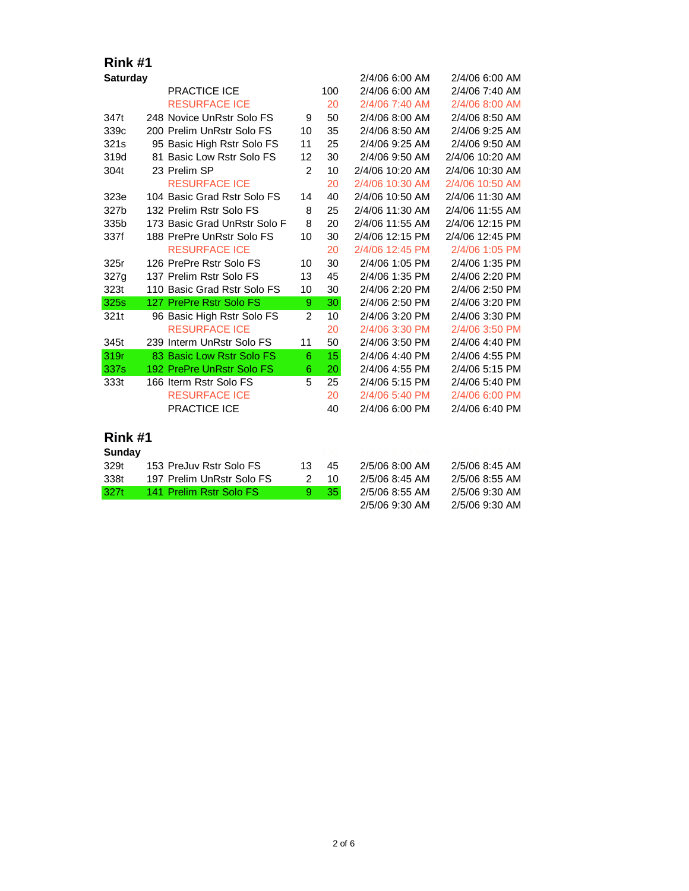## Rink #1

**Saturday**

| | | | | | |
|---|---|---|---|---|---|
| | | | | 2/4/06 6:00 AM | 2/4/06 6:00 AM |
| | PRACTICE ICE | | 100 | 2/4/06 6:00 AM | 2/4/06 7:40 AM |
| | RESURFACE ICE | | 20 | 2/4/06 7:40 AM | 2/4/06 8:00 AM |
| 347t | 248 Novice UnRstr Solo FS | 9 | 50 | 2/4/06 8:00 AM | 2/4/06 8:50 AM |
| 339c | 200 Prelim UnRstr Solo FS | 10 | 35 | 2/4/06 8:50 AM | 2/4/06 9:25 AM |
| 321s | 95 Basic High Rstr Solo FS | 11 | 25 | 2/4/06 9:25 AM | 2/4/06 9:50 AM |
| 319d | 81 Basic Low Rstr Solo FS | 12 | 30 | 2/4/06 9:50 AM | 2/4/06 10:20 AM |
| 304t | 23 Prelim SP | 2 | 10 | 2/4/06 10:20 AM | 2/4/06 10:30 AM |
| | RESURFACE ICE | | 20 | 2/4/06 10:30 AM | 2/4/06 10:50 AM |
| 323e | 104 Basic Grad Rstr Solo FS | 14 | 40 | 2/4/06 10:50 AM | 2/4/06 11:30 AM |
| 327b | 132 Prelim Rstr Solo FS | 8 | 25 | 2/4/06 11:30 AM | 2/4/06 11:55 AM |
| 335b | 173 Basic Grad UnRstr Solo F | 8 | 20 | 2/4/06 11:55 AM | 2/4/06 12:15 PM |
| 337f | 188 PrePre UnRstr Solo FS | 10 | 30 | 2/4/06 12:15 PM | 2/4/06 12:45 PM |
| | RESURFACE ICE | | 20 | 2/4/06 12:45 PM | 2/4/06 1:05 PM |
| 325r | 126 PrePre Rstr Solo FS | 10 | 30 | 2/4/06 1:05 PM | 2/4/06 1:35 PM |
| 327g | 137 Prelim Rstr Solo FS | 13 | 45 | 2/4/06 1:35 PM | 2/4/06 2:20 PM |
| 323t | 110 Basic Grad Rstr Solo FS | 10 | 30 | 2/4/06 2:20 PM | 2/4/06 2:50 PM |
| 325s | 127 PrePre Rstr Solo FS | 9 | 30 | 2/4/06 2:50 PM | 2/4/06 3:20 PM |
| 321t | 96 Basic High Rstr Solo FS | 2 | 10 | 2/4/06 3:20 PM | 2/4/06 3:30 PM |
| | RESURFACE ICE | | 20 | 2/4/06 3:30 PM | 2/4/06 3:50 PM |
| 345t | 239 Interm UnRstr Solo FS | 11 | 50 | 2/4/06 3:50 PM | 2/4/06 4:40 PM |
| 319r | 83 Basic Low Rstr Solo FS | 6 | 15 | 2/4/06 4:40 PM | 2/4/06 4:55 PM |
| 337s | 192 PrePre UnRstr Solo FS | 6 | 20 | 2/4/06 4:55 PM | 2/4/06 5:15 PM |
| 333t | 166 Iterm Rstr Solo FS | 5 | 25 | 2/4/06 5:15 PM | 2/4/06 5:40 PM |
| | RESURFACE ICE | | 20 | 2/4/06 5:40 PM | 2/4/06 6:00 PM |
| | PRACTICE ICE | | 40 | 2/4/06 6:00 PM | 2/4/06 6:40 PM |

## Rink #1

**Sunday**

| | | | | | |
|---|---|---|---|---|---|
| 329t | 153 PreJuv Rstr Solo FS | 13 | 45 | 2/5/06 8:00 AM | 2/5/06 8:45 AM |
| 338t | 197 Prelim UnRstr Solo FS | 2 | 10 | 2/5/06 8:45 AM | 2/5/06 8:55 AM |
| 327t | 141 Prelim Rstr Solo FS | 9 | 35 | 2/5/06 8:55 AM | 2/5/06 9:30 AM |
| | | | | 2/5/06 9:30 AM | 2/5/06 9:30 AM |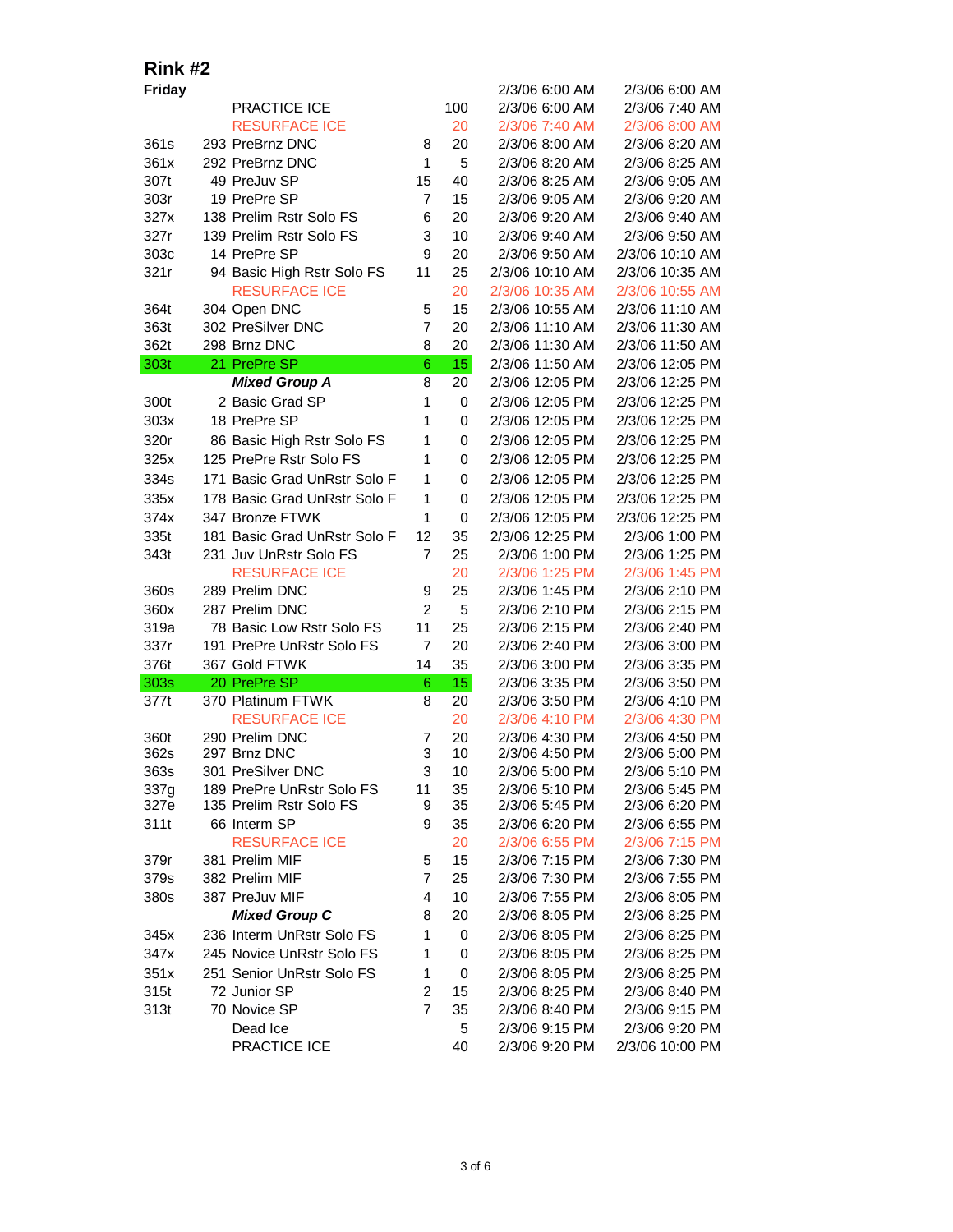## Rink #2

| Friday | | | | | |
|---|---|---|---|---|---|
| | | | | 2/3/06 6:00 AM | 2/3/06 6:00 AM |
| | PRACTICE ICE | | 100 | 2/3/06 6:00 AM | 2/3/06 7:40 AM |
| | RESURFACE ICE | | 20 | 2/3/06 7:40 AM | 2/3/06 8:00 AM |
| 361s | 293 PreBrnz DNC | 8 | 20 | 2/3/06 8:00 AM | 2/3/06 8:20 AM |
| 361x | 292 PreBrnz DNC | 1 | 5 | 2/3/06 8:20 AM | 2/3/06 8:25 AM |
| 307t | 49 PreJuv SP | 15 | 40 | 2/3/06 8:25 AM | 2/3/06 9:05 AM |
| 303r | 19 PrePre SP | 7 | 15 | 2/3/06 9:05 AM | 2/3/06 9:20 AM |
| 327x | 138 Prelim Rstr Solo FS | 6 | 20 | 2/3/06 9:20 AM | 2/3/06 9:40 AM |
| 327r | 139 Prelim Rstr Solo FS | 3 | 10 | 2/3/06 9:40 AM | 2/3/06 9:50 AM |
| 303c | 14 PrePre SP | 9 | 20 | 2/3/06 9:50 AM | 2/3/06 10:10 AM |
| 321r | 94 Basic High Rstr Solo FS | 11 | 25 | 2/3/06 10:10 AM | 2/3/06 10:35 AM |
| | RESURFACE ICE | | 20 | 2/3/06 10:35 AM | 2/3/06 10:55 AM |
| 364t | 304 Open DNC | 5 | 15 | 2/3/06 10:55 AM | 2/3/06 11:10 AM |
| 363t | 302 PreSilver DNC | 7 | 20 | 2/3/06 11:10 AM | 2/3/06 11:30 AM |
| 362t | 298 Brnz DNC | 8 | 20 | 2/3/06 11:30 AM | 2/3/06 11:50 AM |
| 303t | 21 PrePre SP | 6 | 15 | 2/3/06 11:50 AM | 2/3/06 12:05 PM |
| | ***Mixed Group A*** | 8 | 20 | 2/3/06 12:05 PM | 2/3/06 12:25 PM |
| 300t | 2 Basic Grad SP | 1 | 0 | 2/3/06 12:05 PM | 2/3/06 12:25 PM |
| 303x | 18 PrePre SP | 1 | 0 | 2/3/06 12:05 PM | 2/3/06 12:25 PM |
| 320r | 86 Basic High Rstr Solo FS | 1 | 0 | 2/3/06 12:05 PM | 2/3/06 12:25 PM |
| 325x | 125 PrePre Rstr Solo FS | 1 | 0 | 2/3/06 12:05 PM | 2/3/06 12:25 PM |
| 334s | 171 Basic Grad UnRstr Solo F | 1 | 0 | 2/3/06 12:05 PM | 2/3/06 12:25 PM |
| 335x | 178 Basic Grad UnRstr Solo F | 1 | 0 | 2/3/06 12:05 PM | 2/3/06 12:25 PM |
| 374x | 347 Bronze FTWK | 1 | 0 | 2/3/06 12:05 PM | 2/3/06 12:25 PM |
| 335t | 181 Basic Grad UnRstr Solo F | 12 | 35 | 2/3/06 12:25 PM | 2/3/06 1:00 PM |
| 343t | 231 Juv UnRstr Solo FS | 7 | 25 | 2/3/06 1:00 PM | 2/3/06 1:25 PM |
| | RESURFACE ICE | | 20 | 2/3/06 1:25 PM | 2/3/06 1:45 PM |
| 360s | 289 Prelim DNC | 9 | 25 | 2/3/06 1:45 PM | 2/3/06 2:10 PM |
| 360x | 287 Prelim DNC | 2 | 5 | 2/3/06 2:10 PM | 2/3/06 2:15 PM |
| 319a | 78 Basic Low Rstr Solo FS | 11 | 25 | 2/3/06 2:15 PM | 2/3/06 2:40 PM |
| 337r | 191 PrePre UnRstr Solo FS | 7 | 20 | 2/3/06 2:40 PM | 2/3/06 3:00 PM |
| 376t | 367 Gold FTWK | 14 | 35 | 2/3/06 3:00 PM | 2/3/06 3:35 PM |
| 303s | 20 PrePre SP | 6 | 15 | 2/3/06 3:35 PM | 2/3/06 3:50 PM |
| 377t | 370 Platinum FTWK | 8 | 20 | 2/3/06 3:50 PM | 2/3/06 4:10 PM |
| | RESURFACE ICE | | 20 | 2/3/06 4:10 PM | 2/3/06 4:30 PM |
| 360t | 290 Prelim DNC | 7 | 20 | 2/3/06 4:30 PM | 2/3/06 4:50 PM |
| 362s | 297 Brnz DNC | 3 | 10 | 2/3/06 4:50 PM | 2/3/06 5:00 PM |
| 363s | 301 PreSilver DNC | 3 | 10 | 2/3/06 5:00 PM | 2/3/06 5:10 PM |
| 337g | 189 PrePre UnRstr Solo FS | 11 | 35 | 2/3/06 5:10 PM | 2/3/06 5:45 PM |
| 327e | 135 Prelim Rstr Solo FS | 9 | 35 | 2/3/06 5:45 PM | 2/3/06 6:20 PM |
| 311t | 66 Interm SP | 9 | 35 | 2/3/06 6:20 PM | 2/3/06 6:55 PM |
| | RESURFACE ICE | | 20 | 2/3/06 6:55 PM | 2/3/06 7:15 PM |
| 379r | 381 Prelim MIF | 5 | 15 | 2/3/06 7:15 PM | 2/3/06 7:30 PM |
| 379s | 382 Prelim MIF | 7 | 25 | 2/3/06 7:30 PM | 2/3/06 7:55 PM |
| 380s | 387 PreJuv MIF | 4 | 10 | 2/3/06 7:55 PM | 2/3/06 8:05 PM |
| | ***Mixed Group C*** | 8 | 20 | 2/3/06 8:05 PM | 2/3/06 8:25 PM |
| 345x | 236 Interm UnRstr Solo FS | 1 | 0 | 2/3/06 8:05 PM | 2/3/06 8:25 PM |
| 347x | 245 Novice UnRstr Solo FS | 1 | 0 | 2/3/06 8:05 PM | 2/3/06 8:25 PM |
| 351x | 251 Senior UnRstr Solo FS | 1 | 0 | 2/3/06 8:05 PM | 2/3/06 8:25 PM |
| 315t | 72 Junior SP | 2 | 15 | 2/3/06 8:25 PM | 2/3/06 8:40 PM |
| 313t | 70 Novice SP | 7 | 35 | 2/3/06 8:40 PM | 2/3/06 9:15 PM |
| | Dead Ice | | 5 | 2/3/06 9:15 PM | 2/3/06 9:20 PM |
| | PRACTICE ICE | | 40 | 2/3/06 9:20 PM | 2/3/06 10:00 PM |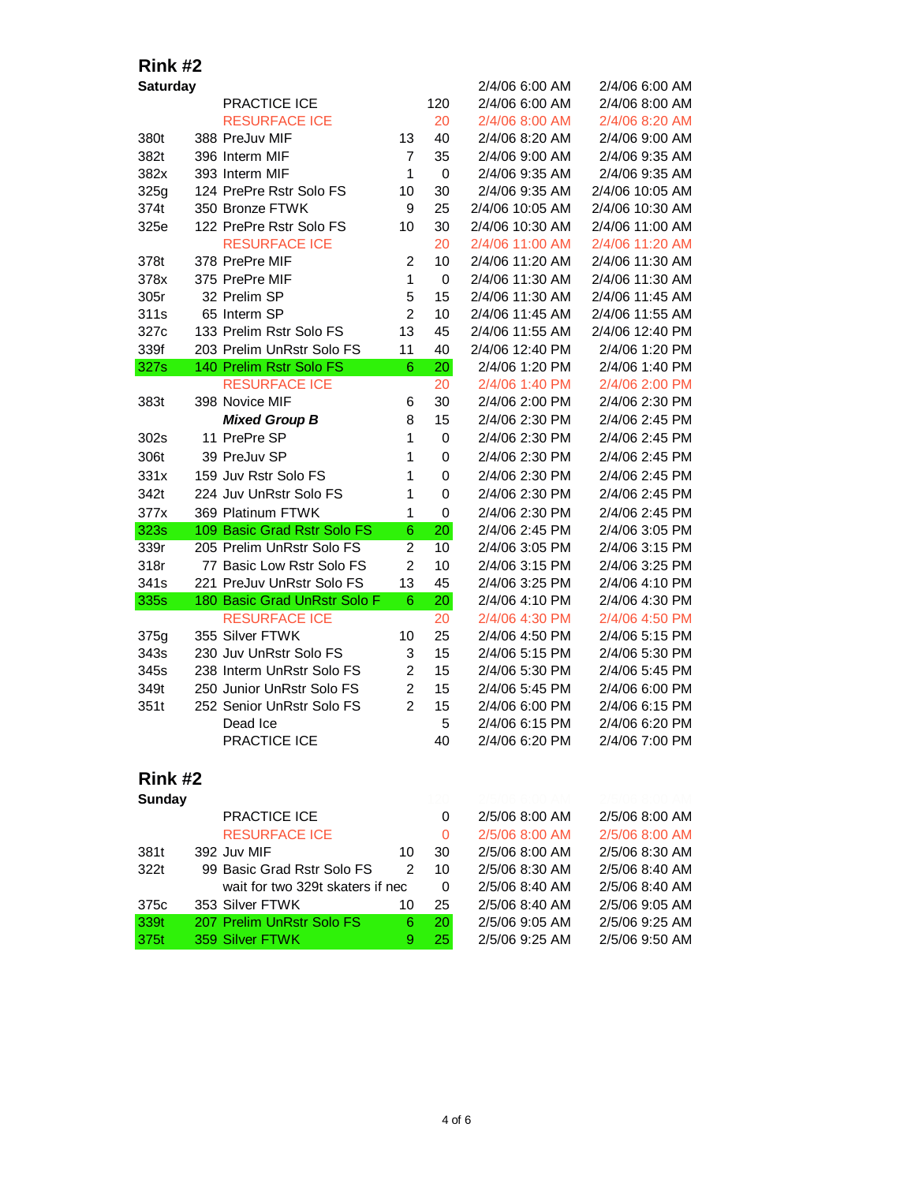## Rink #2

**Saturday**

| | | | | | |
|---|---|---|---|---|---|
| | | | | 2/4/06 6:00 AM | 2/4/06 6:00 AM |
| | PRACTICE ICE | | 120 | 2/4/06 6:00 AM | 2/4/06 8:00 AM |
| | RESURFACE ICE | | 20 | 2/4/06 8:00 AM | 2/4/06 8:20 AM |
| 380t | 388 PreJuv MIF | 13 | 40 | 2/4/06 8:20 AM | 2/4/06 9:00 AM |
| 382t | 396 Interm MIF | 7 | 35 | 2/4/06 9:00 AM | 2/4/06 9:35 AM |
| 382x | 393 Interm MIF | 1 | 0 | 2/4/06 9:35 AM | 2/4/06 9:35 AM |
| 325g | 124 PrePre Rstr Solo FS | 10 | 30 | 2/4/06 9:35 AM | 2/4/06 10:05 AM |
| 374t | 350 Bronze FTWK | 9 | 25 | 2/4/06 10:05 AM | 2/4/06 10:30 AM |
| 325e | 122 PrePre Rstr Solo FS | 10 | 30 | 2/4/06 10:30 AM | 2/4/06 11:00 AM |
| | RESURFACE ICE | | 20 | 2/4/06 11:00 AM | 2/4/06 11:20 AM |
| 378t | 378 PrePre MIF | 2 | 10 | 2/4/06 11:20 AM | 2/4/06 11:30 AM |
| 378x | 375 PrePre MIF | 1 | 0 | 2/4/06 11:30 AM | 2/4/06 11:30 AM |
| 305r | 32 Prelim SP | 5 | 15 | 2/4/06 11:30 AM | 2/4/06 11:45 AM |
| 311s | 65 Interm SP | 2 | 10 | 2/4/06 11:45 AM | 2/4/06 11:55 AM |
| 327c | 133 Prelim Rstr Solo FS | 13 | 45 | 2/4/06 11:55 AM | 2/4/06 12:40 PM |
| 339f | 203 Prelim UnRstr Solo FS | 11 | 40 | 2/4/06 12:40 PM | 2/4/06 1:20 PM |
| 327s | 140 Prelim Rstr Solo FS | 6 | 20 | 2/4/06 1:20 PM | 2/4/06 1:40 PM |
| | RESURFACE ICE | | 20 | 2/4/06 1:40 PM | 2/4/06 2:00 PM |
| 383t | 398 Novice MIF | 6 | 30 | 2/4/06 2:00 PM | 2/4/06 2:30 PM |
| | ***Mixed Group B*** | 8 | 15 | 2/4/06 2:30 PM | 2/4/06 2:45 PM |
| 302s | 11 PrePre SP | 1 | 0 | 2/4/06 2:30 PM | 2/4/06 2:45 PM |
| 306t | 39 PreJuv SP | 1 | 0 | 2/4/06 2:30 PM | 2/4/06 2:45 PM |
| 331x | 159 Juv Rstr Solo FS | 1 | 0 | 2/4/06 2:30 PM | 2/4/06 2:45 PM |
| 342t | 224 Juv UnRstr Solo FS | 1 | 0 | 2/4/06 2:30 PM | 2/4/06 2:45 PM |
| 377x | 369 Platinum FTWK | 1 | 0 | 2/4/06 2:30 PM | 2/4/06 2:45 PM |
| 323s | 109 Basic Grad Rstr Solo FS | 6 | 20 | 2/4/06 2:45 PM | 2/4/06 3:05 PM |
| 339r | 205 Prelim UnRstr Solo FS | 2 | 10 | 2/4/06 3:05 PM | 2/4/06 3:15 PM |
| 318r | 77 Basic Low Rstr Solo FS | 2 | 10 | 2/4/06 3:15 PM | 2/4/06 3:25 PM |
| 341s | 221 PreJuv UnRstr Solo FS | 13 | 45 | 2/4/06 3:25 PM | 2/4/06 4:10 PM |
| 335s | 180 Basic Grad UnRstr Solo F | 6 | 20 | 2/4/06 4:10 PM | 2/4/06 4:30 PM |
| | RESURFACE ICE | | 20 | 2/4/06 4:30 PM | 2/4/06 4:50 PM |
| 375g | 355 Silver FTWK | 10 | 25 | 2/4/06 4:50 PM | 2/4/06 5:15 PM |
| 343s | 230 Juv UnRstr Solo FS | 3 | 15 | 2/4/06 5:15 PM | 2/4/06 5:30 PM |
| 345s | 238 Interm UnRstr Solo FS | 2 | 15 | 2/4/06 5:30 PM | 2/4/06 5:45 PM |
| 349t | 250 Junior UnRstr Solo FS | 2 | 15 | 2/4/06 5:45 PM | 2/4/06 6:00 PM |
| 351t | 252 Senior UnRstr Solo FS | 2 | 15 | 2/4/06 6:00 PM | 2/4/06 6:15 PM |
| | Dead Ice | | 5 | 2/4/06 6:15 PM | 2/4/06 6:20 PM |
| | PRACTICE ICE | | 40 | 2/4/06 6:20 PM | 2/4/06 7:00 PM |

## Rink #2

**Sunday**

| | | | | | |
|---|---|---|---|---|---|
| | PRACTICE ICE | | 0 | 2/5/06 8:00 AM | 2/5/06 8:00 AM |
| | RESURFACE ICE | | 0 | 2/5/06 8:00 AM | 2/5/06 8:00 AM |
| 381t | 392 Juv MIF | 10 | 30 | 2/5/06 8:00 AM | 2/5/06 8:30 AM |
| 322t | 99 Basic Grad Rstr Solo FS | 2 | 10 | 2/5/06 8:30 AM | 2/5/06 8:40 AM |
| | wait for two 329t skaters if nec | | 0 | 2/5/06 8:40 AM | 2/5/06 8:40 AM |
| 375c | 353 Silver FTWK | 10 | 25 | 2/5/06 8:40 AM | 2/5/06 9:05 AM |
| 339t | 207 Prelim UnRstr Solo FS | 6 | 20 | 2/5/06 9:05 AM | 2/5/06 9:25 AM |
| 375t | 359 Silver FTWK | 9 | 25 | 2/5/06 9:25 AM | 2/5/06 9:50 AM |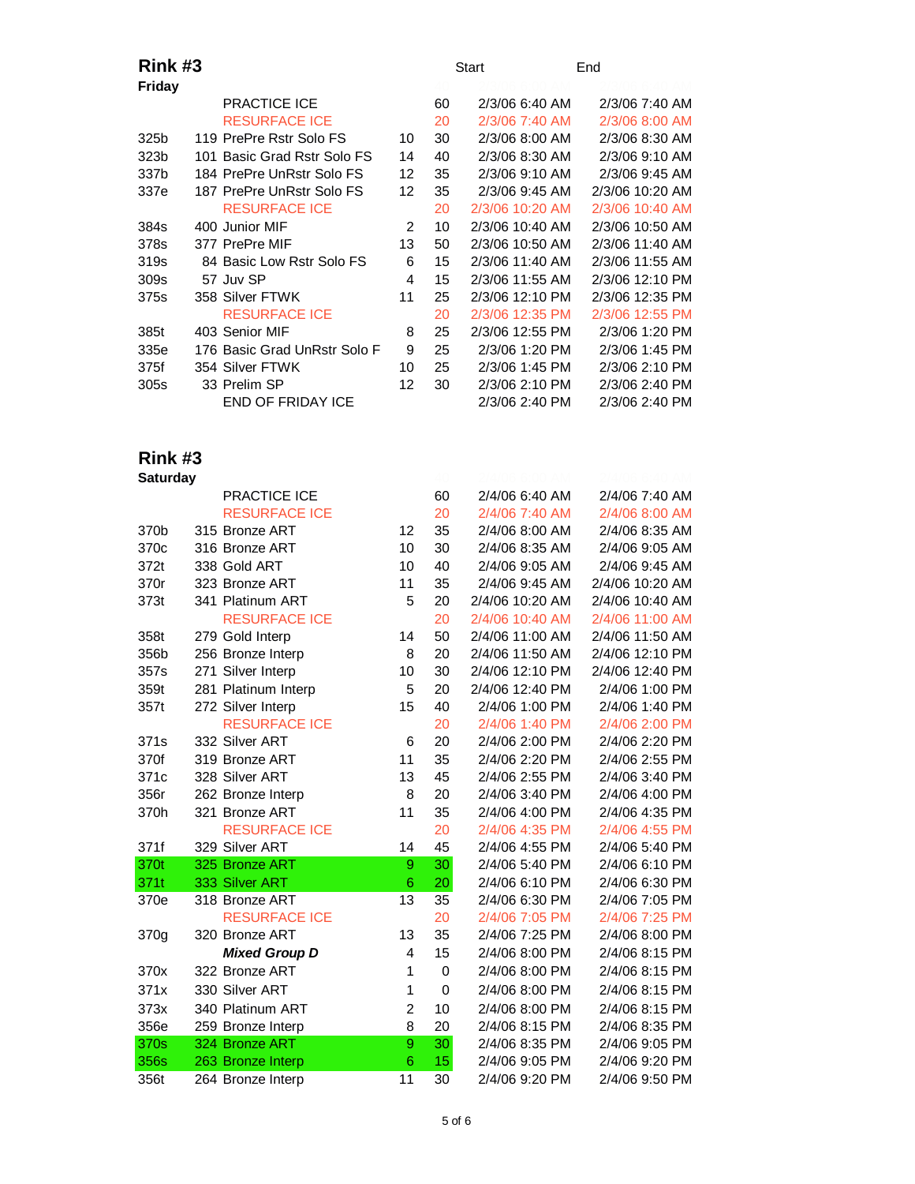## Rink #3

**Friday**

| | | | | Start | End |
|---|---|---|---|---|---|
| | PRACTICE ICE | | 60 | 2/3/06 6:40 AM | 2/3/06 7:40 AM |
| | RESURFACE ICE | | 20 | 2/3/06 7:40 AM | 2/3/06 8:00 AM |
| 325b | 119 PrePre Rstr Solo FS | 10 | 30 | 2/3/06 8:00 AM | 2/3/06 8:30 AM |
| 323b | 101 Basic Grad Rstr Solo FS | 14 | 40 | 2/3/06 8:30 AM | 2/3/06 9:10 AM |
| 337b | 184 PrePre UnRstr Solo FS | 12 | 35 | 2/3/06 9:10 AM | 2/3/06 9:45 AM |
| 337e | 187 PrePre UnRstr Solo FS | 12 | 35 | 2/3/06 9:45 AM | 2/3/06 10:20 AM |
| | RESURFACE ICE | | 20 | 2/3/06 10:20 AM | 2/3/06 10:40 AM |
| 384s | 400 Junior MIF | 2 | 10 | 2/3/06 10:40 AM | 2/3/06 10:50 AM |
| 378s | 377 PrePre MIF | 13 | 50 | 2/3/06 10:50 AM | 2/3/06 11:40 AM |
| 319s | 84 Basic Low Rstr Solo FS | 6 | 15 | 2/3/06 11:40 AM | 2/3/06 11:55 AM |
| 309s | 57 Juv SP | 4 | 15 | 2/3/06 11:55 AM | 2/3/06 12:10 PM |
| 375s | 358 Silver FTWK | 11 | 25 | 2/3/06 12:10 PM | 2/3/06 12:35 PM |
| | RESURFACE ICE | | 20 | 2/3/06 12:35 PM | 2/3/06 12:55 PM |
| 385t | 403 Senior MIF | 8 | 25 | 2/3/06 12:55 PM | 2/3/06 1:20 PM |
| 335e | 176 Basic Grad UnRstr Solo F | 9 | 25 | 2/3/06 1:20 PM | 2/3/06 1:45 PM |
| 375f | 354 Silver FTWK | 10 | 25 | 2/3/06 1:45 PM | 2/3/06 2:10 PM |
| 305s | 33 Prelim SP | 12 | 30 | 2/3/06 2:10 PM | 2/3/06 2:40 PM |
| | END OF FRIDAY ICE | | | 2/3/06 2:40 PM | 2/3/06 2:40 PM |

## Rink #3

**Saturday**

| | | | | Start | End |
|---|---|---|---|---|---|
| | PRACTICE ICE | | 60 | 2/4/06 6:40 AM | 2/4/06 7:40 AM |
| | RESURFACE ICE | | 20 | 2/4/06 7:40 AM | 2/4/06 8:00 AM |
| 370b | 315 Bronze ART | 12 | 35 | 2/4/06 8:00 AM | 2/4/06 8:35 AM |
| 370c | 316 Bronze ART | 10 | 30 | 2/4/06 8:35 AM | 2/4/06 9:05 AM |
| 372t | 338 Gold ART | 10 | 40 | 2/4/06 9:05 AM | 2/4/06 9:45 AM |
| 370r | 323 Bronze ART | 11 | 35 | 2/4/06 9:45 AM | 2/4/06 10:20 AM |
| 373t | 341 Platinum ART | 5 | 20 | 2/4/06 10:20 AM | 2/4/06 10:40 AM |
| | RESURFACE ICE | | 20 | 2/4/06 10:40 AM | 2/4/06 11:00 AM |
| 358t | 279 Gold Interp | 14 | 50 | 2/4/06 11:00 AM | 2/4/06 11:50 AM |
| 356b | 256 Bronze Interp | 8 | 20 | 2/4/06 11:50 AM | 2/4/06 12:10 PM |
| 357s | 271 Silver Interp | 10 | 30 | 2/4/06 12:10 PM | 2/4/06 12:40 PM |
| 359t | 281 Platinum Interp | 5 | 20 | 2/4/06 12:40 PM | 2/4/06 1:00 PM |
| 357t | 272 Silver Interp | 15 | 40 | 2/4/06 1:00 PM | 2/4/06 1:40 PM |
| | RESURFACE ICE | | 20 | 2/4/06 1:40 PM | 2/4/06 2:00 PM |
| 371s | 332 Silver ART | 6 | 20 | 2/4/06 2:00 PM | 2/4/06 2:20 PM |
| 370f | 319 Bronze ART | 11 | 35 | 2/4/06 2:20 PM | 2/4/06 2:55 PM |
| 371c | 328 Silver ART | 13 | 45 | 2/4/06 2:55 PM | 2/4/06 3:40 PM |
| 356r | 262 Bronze Interp | 8 | 20 | 2/4/06 3:40 PM | 2/4/06 4:00 PM |
| 370h | 321 Bronze ART | 11 | 35 | 2/4/06 4:00 PM | 2/4/06 4:35 PM |
| | RESURFACE ICE | | 20 | 2/4/06 4:35 PM | 2/4/06 4:55 PM |
| 371f | 329 Silver ART | 14 | 45 | 2/4/06 4:55 PM | 2/4/06 5:40 PM |
| 370t | 325 Bronze ART | 9 | 30 | 2/4/06 5:40 PM | 2/4/06 6:10 PM |
| 371t | 333 Silver ART | 6 | 20 | 2/4/06 6:10 PM | 2/4/06 6:30 PM |
| 370e | 318 Bronze ART | 13 | 35 | 2/4/06 6:30 PM | 2/4/06 7:05 PM |
| | RESURFACE ICE | | 20 | 2/4/06 7:05 PM | 2/4/06 7:25 PM |
| 370g | 320 Bronze ART | 13 | 35 | 2/4/06 7:25 PM | 2/4/06 8:00 PM |
| | ***Mixed Group D*** | 4 | 15 | 2/4/06 8:00 PM | 2/4/06 8:15 PM |
| 370x | 322 Bronze ART | 1 | 0 | 2/4/06 8:00 PM | 2/4/06 8:15 PM |
| 371x | 330 Silver ART | 1 | 0 | 2/4/06 8:00 PM | 2/4/06 8:15 PM |
| 373x | 340 Platinum ART | 2 | 10 | 2/4/06 8:00 PM | 2/4/06 8:15 PM |
| 356e | 259 Bronze Interp | 8 | 20 | 2/4/06 8:15 PM | 2/4/06 8:35 PM |
| 370s | 324 Bronze ART | 9 | 30 | 2/4/06 8:35 PM | 2/4/06 9:05 PM |
| 356s | 263 Bronze Interp | 6 | 15 | 2/4/06 9:05 PM | 2/4/06 9:20 PM |
| 356t | 264 Bronze Interp | 11 | 30 | 2/4/06 9:20 PM | 2/4/06 9:50 PM |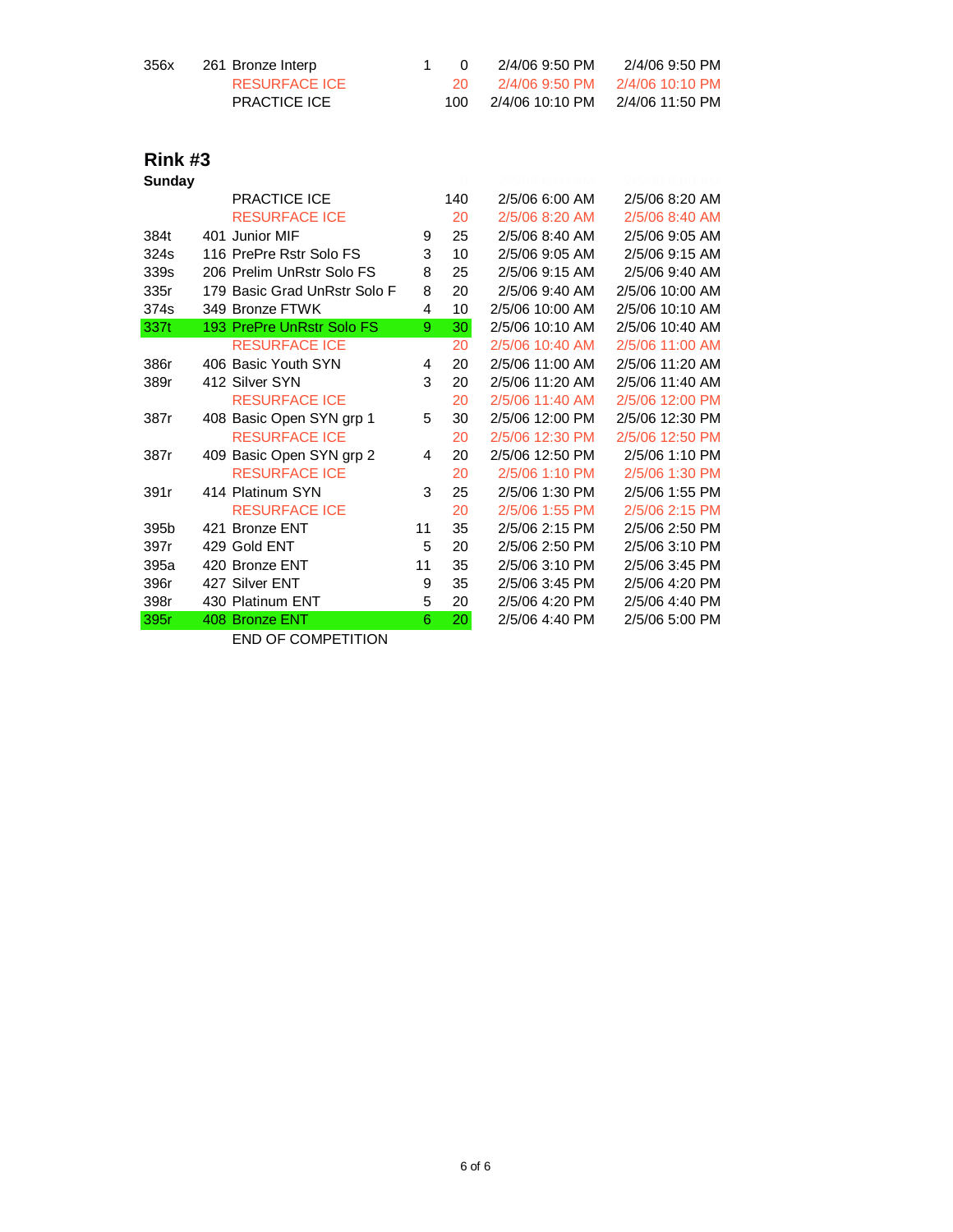| | | | | | |
|---|---|---|---|---|---|
| 356x | 261 Bronze Interp | 1 | 0 | 2/4/06 9:50 PM | 2/4/06 9:50 PM |
| | RESURFACE ICE | | 20 | 2/4/06 9:50 PM | 2/4/06 10:10 PM |
| | PRACTICE ICE | | 100 | 2/4/06 10:10 PM | 2/4/06 11:50 PM |

## Rink #3

**Sunday**

| | | | | | |
|---|---|---|---|---|---|
| | PRACTICE ICE | | 140 | 2/5/06 6:00 AM | 2/5/06 8:20 AM |
| | RESURFACE ICE | | 20 | 2/5/06 8:20 AM | 2/5/06 8:40 AM |
| 384t | 401 Junior MIF | 9 | 25 | 2/5/06 8:40 AM | 2/5/06 9:05 AM |
| 324s | 116 PrePre Rstr Solo FS | 3 | 10 | 2/5/06 9:05 AM | 2/5/06 9:15 AM |
| 339s | 206 Prelim UnRstr Solo FS | 8 | 25 | 2/5/06 9:15 AM | 2/5/06 9:40 AM |
| 335r | 179 Basic Grad UnRstr Solo F | 8 | 20 | 2/5/06 9:40 AM | 2/5/06 10:00 AM |
| 374s | 349 Bronze FTWK | 4 | 10 | 2/5/06 10:00 AM | 2/5/06 10:10 AM |
| 337t | 193 PrePre UnRstr Solo FS | 9 | 30 | 2/5/06 10:10 AM | 2/5/06 10:40 AM |
| | RESURFACE ICE | | 20 | 2/5/06 10:40 AM | 2/5/06 11:00 AM |
| 386r | 406 Basic Youth SYN | 4 | 20 | 2/5/06 11:00 AM | 2/5/06 11:20 AM |
| 389r | 412 Silver SYN | 3 | 20 | 2/5/06 11:20 AM | 2/5/06 11:40 AM |
| | RESURFACE ICE | | 20 | 2/5/06 11:40 AM | 2/5/06 12:00 PM |
| 387r | 408 Basic Open SYN grp 1 | 5 | 30 | 2/5/06 12:00 PM | 2/5/06 12:30 PM |
| | RESURFACE ICE | | 20 | 2/5/06 12:30 PM | 2/5/06 12:50 PM |
| 387r | 409 Basic Open SYN grp 2 | 4 | 20 | 2/5/06 12:50 PM | 2/5/06 1:10 PM |
| | RESURFACE ICE | | 20 | 2/5/06 1:10 PM | 2/5/06 1:30 PM |
| 391r | 414 Platinum SYN | 3 | 25 | 2/5/06 1:30 PM | 2/5/06 1:55 PM |
| | RESURFACE ICE | | 20 | 2/5/06 1:55 PM | 2/5/06 2:15 PM |
| 395b | 421 Bronze ENT | 11 | 35 | 2/5/06 2:15 PM | 2/5/06 2:50 PM |
| 397r | 429 Gold ENT | 5 | 20 | 2/5/06 2:50 PM | 2/5/06 3:10 PM |
| 395a | 420 Bronze ENT | 11 | 35 | 2/5/06 3:10 PM | 2/5/06 3:45 PM |
| 396r | 427 Silver ENT | 9 | 35 | 2/5/06 3:45 PM | 2/5/06 4:20 PM |
| 398r | 430 Platinum ENT | 5 | 20 | 2/5/06 4:20 PM | 2/5/06 4:40 PM |
| 395r | 408 Bronze ENT | 6 | 20 | 2/5/06 4:40 PM | 2/5/06 5:00 PM |
| | END OF COMPETITION | | | | |